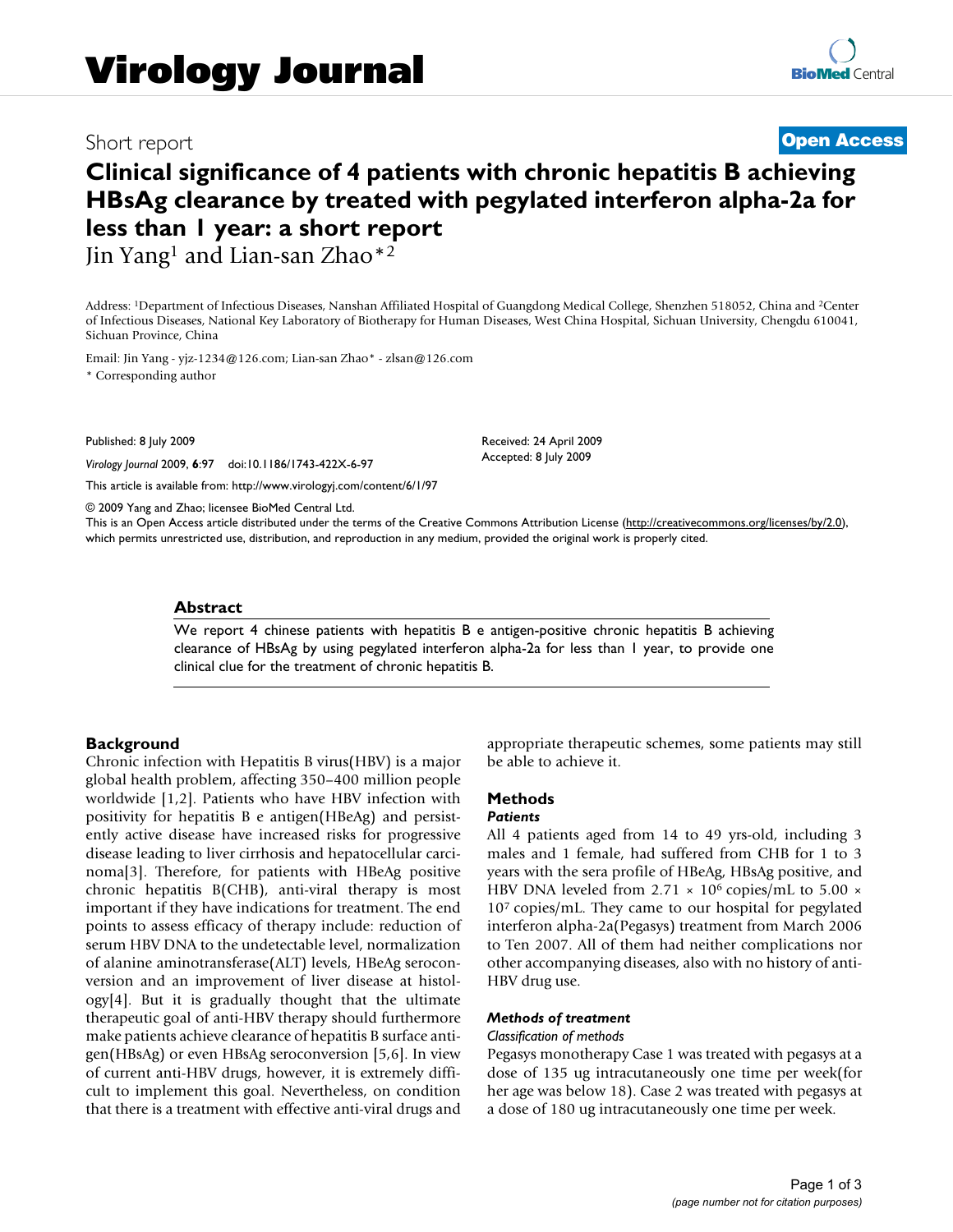# Virology Journal

Short report

**Open Access**

# Clinical significance of 4 patients with chronic hepatitis B achieving HBsAg clearance by treated with pegylated interferon alpha-2a for less than 1 year: a short report

Jin Yang[1] and Lian-san Zhao*[2]

Address: [1]Department of Infectious Diseases, Nanshan Affiliated Hospital of Guangdong Medical College, Shenzhen 518052, China and [2]Center of Infectious Diseases, National Key Laboratory of Biotherapy for Human Diseases, West China Hospital, Sichuan University, Chengdu 610041, Sichuan Province, China

Email: Jin Yang - yjz-1234@126.com; Lian-san Zhao* - zlsan@126.com

* Corresponding author

Published: 8 July 2009

*Virology Journal* 2009, **6**:97 doi:10.1186/1743-422X-6-97

Received: 24 April 2009

Accepted: 8 July 2009

This article is available from: http://www.virologyj.com/content/6/1/97

© 2009 Yang and Zhao; licensee BioMed Central Ltd.

This is an Open Access article distributed under the terms of the Creative Commons Attribution License (http://creativecommons.org/licenses/by/2.0), which permits unrestricted use, distribution, and reproduction in any medium, provided the original work is properly cited.

## Abstract

We report 4 chinese patients with hepatitis B e antigen-positive chronic hepatitis B achieving clearance of HBsAg by using pegylated interferon alpha-2a for less than 1 year, to provide one clinical clue for the treatment of chronic hepatitis B.

## Background

Chronic infection with Hepatitis B virus(HBV) is a major global health problem, affecting 350–400 million people worldwide [1,2]. Patients who have HBV infection with positivity for hepatitis B e antigen(HBeAg) and persistently active disease have increased risks for progressive disease leading to liver cirrhosis and hepatocellular carcinoma[3]. Therefore, for patients with HBeAg positive chronic hepatitis B(CHB), anti-viral therapy is most important if they have indications for treatment. The end points to assess efficacy of therapy include: reduction of serum HBV DNA to the undetectable level, normalization of alanine aminotransferase(ALT) levels, HBeAg seroconversion and an improvement of liver disease at histology[4]. But it is gradually thought that the ultimate therapeutic goal of anti-HBV therapy should furthermore make patients achieve clearance of hepatitis B surface antigen(HBsAg) or even HBsAg seroconversion [5,6]. In view of current anti-HBV drugs, however, it is extremely difficult to implement this goal. Nevertheless, on condition that there is a treatment with effective anti-viral drugs and appropriate therapeutic schemes, some patients may still be able to achieve it.

## Methods

### *Patients*

All 4 patients aged from 14 to 49 yrs-old, including 3 males and 1 female, had suffered from CHB for 1 to 3 years with the sera profile of HBeAg, HBsAg positive, and HBV DNA leveled from $2.71 \times 10^6$ copies/mL to $5.00 \times 10^7$ copies/mL. They came to our hospital for pegylated interferon alpha-2a(Pegasys) treatment from March 2006 to Ten 2007. All of them had neither complications nor other accompanying diseases, also with no history of anti-HBV drug use.

### *Methods of treatment*

*Classification of methods*

Pegasys monotherapy Case 1 was treated with pegasys at a dose of 135 ug intracutaneously one time per week(for her age was below 18). Case 2 was treated with pegasys at a dose of 180 ug intracutaneously one time per week.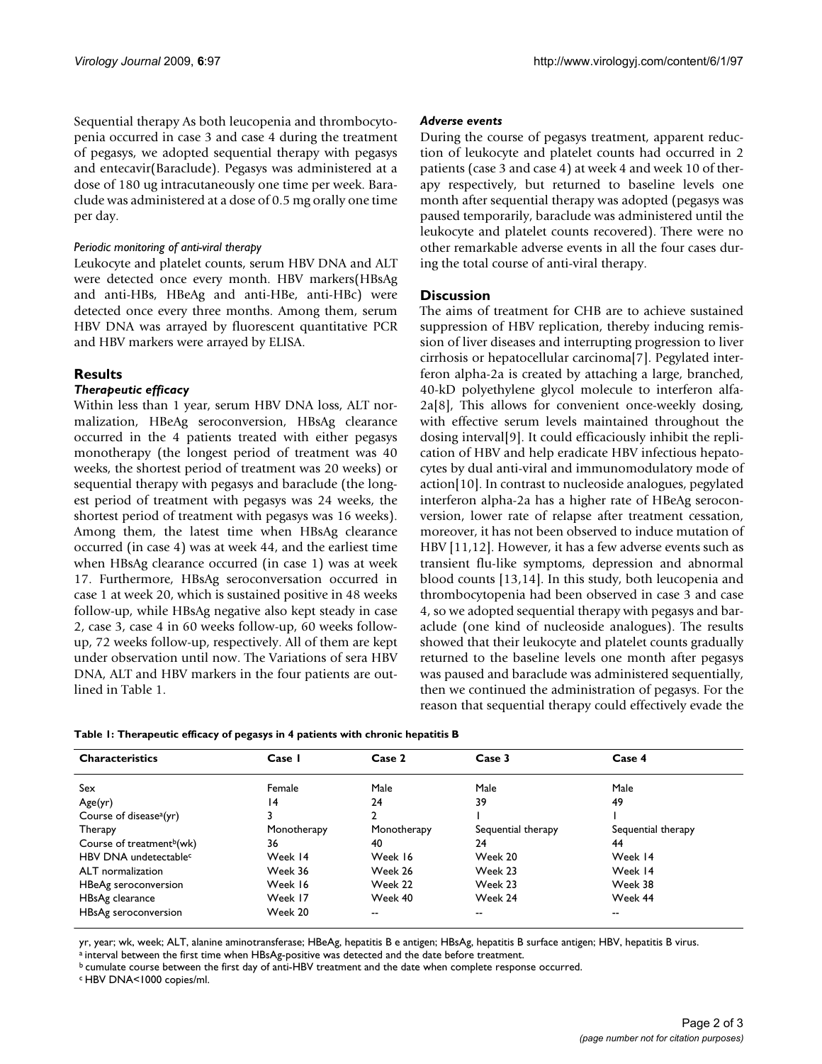Sequential therapy As both leucopenia and thrombocytopenia occurred in case 3 and case 4 during the treatment of pegasys, we adopted sequential therapy with pegasys and entecavir(Baraclude). Pegasys was administered at a dose of 180 ug intracutaneously one time per week. Baraclude was administered at a dose of 0.5 mg orally one time per day.

#### *Periodic monitoring of anti-viral therapy*

Leukocyte and platelet counts, serum HBV DNA and ALT were detected once every month. HBV markers(HBsAg and anti-HBs, HBeAg and anti-HBe, anti-HBc) were detected once every three months. Among them, serum HBV DNA was arrayed by fluorescent quantitative PCR and HBV markers were arrayed by ELISA.

## Results

### *Therapeutic efficacy*

Within less than 1 year, serum HBV DNA loss, ALT normalization, HBeAg seroconversion, HBsAg clearance occurred in the 4 patients treated with either pegasys monotherapy (the longest period of treatment was 40 weeks, the shortest period of treatment was 20 weeks) or sequential therapy with pegasys and baraclude (the longest period of treatment with pegasys was 24 weeks, the shortest period of treatment with pegasys was 16 weeks). Among them, the latest time when HBsAg clearance occurred (in case 4) was at week 44, and the earliest time when HBsAg clearance occurred (in case 1) was at week 17. Furthermore, HBsAg seroconversation occurred in case 1 at week 20, which is sustained positive in 48 weeks follow-up, while HBsAg negative also kept steady in case 2, case 3, case 4 in 60 weeks follow-up, 60 weeks follow-up, 72 weeks follow-up, respectively. All of them are kept under observation until now. The Variations of sera HBV DNA, ALT and HBV markers in the four patients are outlined in Table 1.

### *Adverse events*

During the course of pegasys treatment, apparent reduction of leukocyte and platelet counts had occurred in 2 patients (case 3 and case 4) at week 4 and week 10 of therapy respectively, but returned to baseline levels one month after sequential therapy was adopted (pegasys was paused temporarily, baraclude was administered until the leukocyte and platelet counts recovered). There were no other remarkable adverse events in all the four cases during the total course of anti-viral therapy.

## Discussion

The aims of treatment for CHB are to achieve sustained suppression of HBV replication, thereby inducing remission of liver diseases and interrupting progression to liver cirrhosis or hepatocellular carcinoma[7]. Pegylated interferon alpha-2a is created by attaching a large, branched, 40-kD polyethylene glycol molecule to interferon alfa-2a[8], This allows for convenient once-weekly dosing, with effective serum levels maintained throughout the dosing interval[9]. It could efficaciously inhibit the replication of HBV and help eradicate HBV infectious hepatocytes by dual anti-viral and immunomodulatory mode of action[10]. In contrast to nucleoside analogues, pegylated interferon alpha-2a has a higher rate of HBeAg seroconversion, lower rate of relapse after treatment cessation, moreover, it has not been observed to induce mutation of HBV [11,12]. However, it has a few adverse events such as transient flu-like symptoms, depression and abnormal blood counts [13,14]. In this study, both leucopenia and thrombocytopenia had been observed in case 3 and case 4, so we adopted sequential therapy with pegasys and baraclude (one kind of nucleoside analogues). The results showed that their leukocyte and platelet counts gradually returned to the baseline levels one month after pegasys was paused and baraclude was administered sequentially, then we continued the administration of pegasys. For the reason that sequential therapy could effectively evade the

**Table 1: Therapeutic efficacy of pegasys in 4 patients with chronic hepatitis B**

| Characteristics | Case 1 | Case 2 | Case 3 | Case 4 |
|---|---|---|---|---|
| Sex | Female | Male | Male | Male |
| Age(yr) | 14 | 24 | 39 | 49 |
| Course of disease[a](yr) | 3 | 2 | 1 | 1 |
| Therapy | Monotherapy | Monotherapy | Sequential therapy | Sequential therapy |
| Course of treatment[b](wk) | 36 | 40 | 24 | 44 |
| HBV DNA undetectable[c] | Week 14 | Week 16 | Week 20 | Week 14 |
| ALT normalization | Week 36 | Week 26 | Week 23 | Week 14 |
| HBeAg seroconversion | Week 16 | Week 22 | Week 23 | Week 38 |
| HBsAg clearance | Week 17 | Week 40 | Week 24 | Week 44 |
| HBsAg seroconversion | Week 20 | -- | -- | -- |

yr, year; wk, week; ALT, alanine aminotransferase; HBeAg, hepatitis B e antigen; HBsAg, hepatitis B surface antigen; HBV, hepatitis B virus.
[a] interval between the first time when HBsAg-positive was detected and the date before treatment.
[b] cumulate course between the first day of anti-HBV treatment and the date when complete response occurred.
[c] HBV DNA<1000 copies/ml.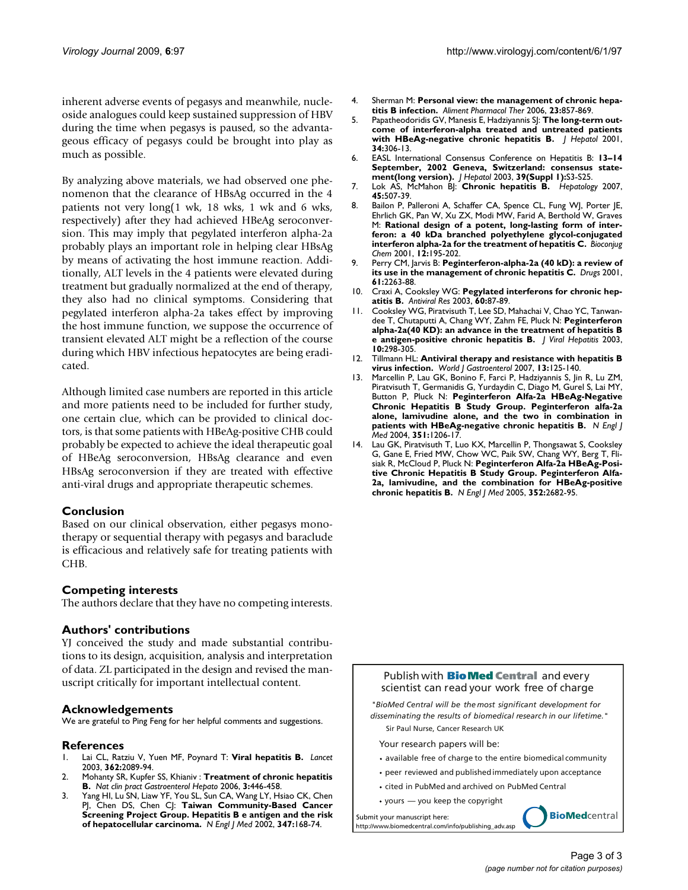inherent adverse events of pegasys and meanwhile, nucleoside analogues could keep sustained suppression of HBV during the time when pegasys is paused, so the advantageous efficacy of pegasys could be brought into play as much as possible.

By analyzing above materials, we had observed one phenomenon that the clearance of HBsAg occurred in the 4 patients not very long(1 wk, 18 wks, 1 wk and 6 wks, respectively) after they had achieved HBeAg seroconversion. This may imply that pegylated interferon alpha-2a probably plays an important role in helping clear HBsAg by means of activating the host immune reaction. Additionally, ALT levels in the 4 patients were elevated during treatment but gradually normalized at the end of therapy, they also had no clinical symptoms. Considering that pegylated interferon alpha-2a takes effect by improving the host immune function, we suppose the occurrence of transient elevated ALT might be a reflection of the course during which HBV infectious hepatocytes are being eradicated.

Although limited case numbers are reported in this article and more patients need to be included for further study, one certain clue, which can be provided to clinical doctors, is that some patients with HBeAg-positive CHB could probably be expected to achieve the ideal therapeutic goal of HBeAg seroconversion, HBsAg clearance and even HBsAg seroconversion if they are treated with effective anti-viral drugs and appropriate therapeutic schemes.

## Conclusion

Based on our clinical observation, either pegasys monotherapy or sequential therapy with pegasys and baraclude is efficacious and relatively safe for treating patients with CHB.

## Competing interests

The authors declare that they have no competing interests.

## Authors' contributions

YJ conceived the study and made substantial contributions to its design, acquisition, analysis and interpretation of data. ZL participated in the design and revised the manuscript critically for important intellectual content.

## Acknowledgements

We are grateful to Ping Feng for her helpful comments and suggestions.

## References

1. Lai CL, Ratziu V, Yuen MF, Poynard T: **Viral hepatitis B.** *Lancet* 2003, **362:**2089-94.
2. Mohanty SR, Kupfer SS, Khianiv : **Treatment of chronic hepatitis B.** *Nat clin pract Gastroenterol Hepato* 2006, **3:**446-458.
3. Yang HI, Lu SN, Liaw YF, You SL, Sun CA, Wang LY, Hsiao CK, Chen PJ, Chen DS, Chen CJ: **Taiwan Community-Based Cancer Screening Project Group. Hepatitis B e antigen and the risk of hepatocellular carcinoma.** *N Engl J Med* 2002, **347:**168-74.
4. Sherman M: **Personal view: the management of chronic hepatitis B infection.** *Aliment Pharmacol Ther* 2006, **23:**857-869.
5. Papatheodoridis GV, Manesis E, Hadziyannis SJ: **The long-term outcome of interferon-alpha treated and untreated patients with HBeAg-negative chronic hepatitis B.** *J Hepatol* 2001, **34:**306-13.
6. EASL International Consensus Conference on Hepatitis B: **13–14 September, 2002 Geneva, Switzerland: consensus statement(long version).** *J Hepatol* 2003, **39(Suppl 1):**S3-S25.
7. Lok AS, McMahon BJ: **Chronic hepatitis B.** *Hepatology* 2007, **45:**507-39.
8. Bailon P, Palleroni A, Schaffer CA, Spence CL, Fung WJ, Porter JE, Ehrlich GK, Pan W, Xu ZX, Modi MW, Farid A, Berthold W, Graves M: **Rational design of a potent, long-lasting form of interferon: a 40 kDa branched polyethylene glycol-conjugated interferon alpha-2a for the treatment of hepatitis C.** *Bioconjug Chem* 2001, **12:**195-202.
9. Perry CM, Jarvis B: **Peginterferon-alpha-2a (40 kD): a review of its use in the management of chronic hepatitis C.** *Drugs* 2001, **61:**2263-88.
10. Craxi A, Cooksley WG: **Pegylated interferons for chronic hepatitis B.** *Antiviral Res* 2003, **60:**87-89.
11. Cooksley WG, Piratvisuth T, Lee SD, Mahachai V, Chao YC, Tanwandee T, Chutaputti A, Chang WY, Zahm FE, Pluck N: **Peginterferon alpha-2a(40 KD): an advance in the treatment of hepatitis B e antigen-positive chronic hepatitis B.** *J Viral Hepatitis* 2003, **10:**298-305.
12. Tillmann HL: **Antiviral therapy and resistance with hepatitis B virus infection.** *World J Gastroenterol* 2007, **13:**125-140.
13. Marcellin P, Lau GK, Bonino F, Farci P, Hadziyannis S, Jin R, Lu ZM, Piratvisuth T, Germanidis G, Yurdaydin C, Diago M, Gurel S, Lai MY, Button P, Pluck N: **Peginterferon Alfa-2a HBeAg-Negative Chronic Hepatitis B Study Group. Peginterferon alfa-2a alone, lamivudine alone, and the two in combination in patients with HBeAg-negative chronic hepatitis B.** *N Engl J Med* 2004, **351:**1206-17.
14. Lau GK, Piratvisuth T, Luo KX, Marcellin P, Thongsawat S, Cooksley G, Gane E, Fried MW, Chow WC, Paik SW, Chang WY, Berg T, Flisiak R, McCloud P, Pluck N: **Peginterferon Alfa-2a HBeAg-Positive Chronic Hepatitis B Study Group. Peginterferon Alfa-2a, lamivudine, and the combination for HBeAg-positive chronic hepatitis B.** *N Engl J Med* 2005, **352:**2682-95.

Publish with **BioMed Central** and every scientist can read your work free of charge

*"BioMed Central will be the most significant development for disseminating the results of biomedical research in our lifetime."*

Sir Paul Nurse, Cancer Research UK

Your research papers will be:

- available free of charge to the entire biomedical community
- peer reviewed and published immediately upon acceptance
- cited in PubMed and archived on PubMed Central
- yours — you keep the copyright

Submit your manuscript here:
http://www.biomedcentral.com/info/publishing_adv.asp

BioMedcentral